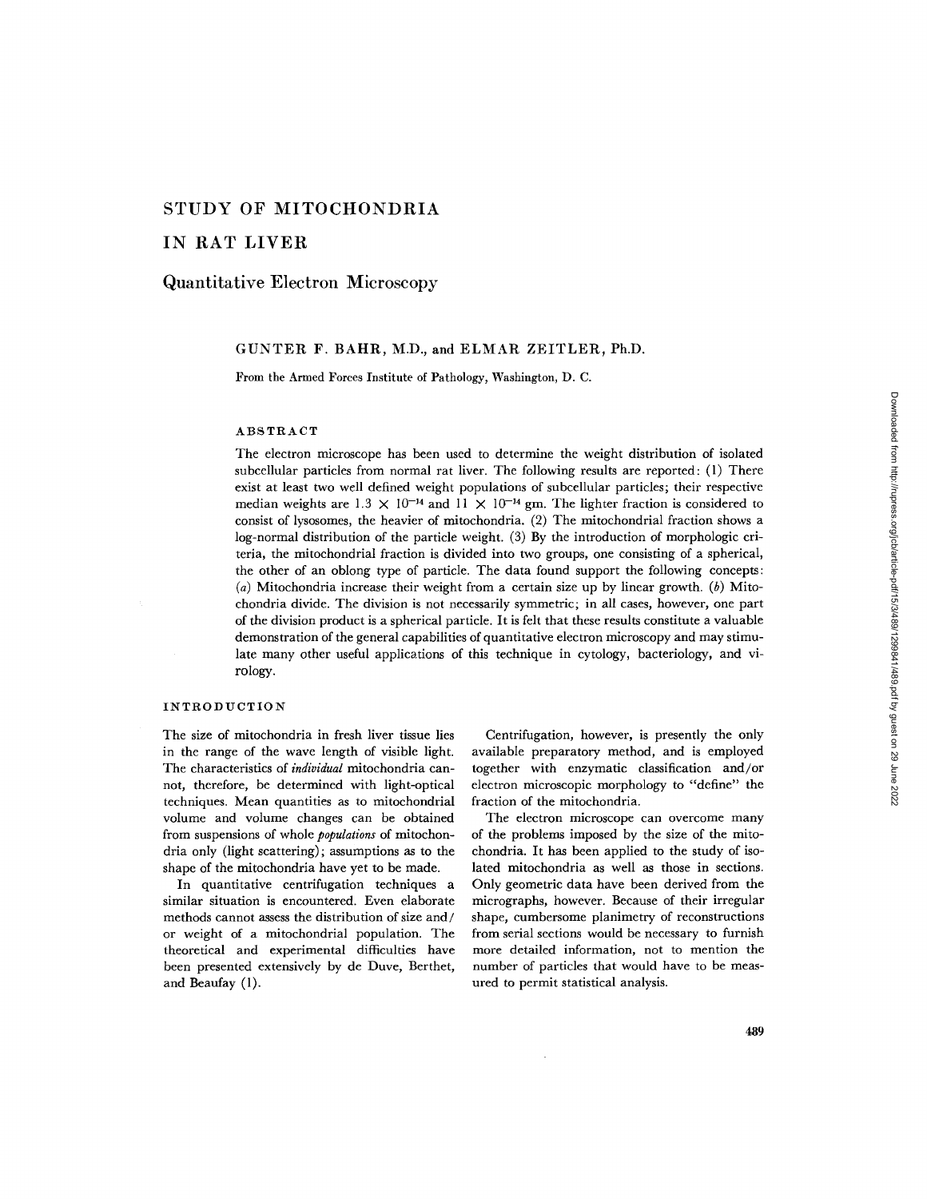# STUDY OF MITOCHONDRIA IN RAT LIVER

## Quantitative Electron Microscopy

GUNTER F. BAHR, M.D., and ELMAR ZEITLER, Ph.D.

From the Armed Forces Institute of Pathology, Washington, D. C.

### ABSTRACT

The electron microscope has been used to determine the weight distribution of isolated subcellular particles from normal rat liver. The following results are reported: (1) There exist at least two well defined weight populations of subcellular particles; their respective median weights are $1.3 \times 10^{-14}$ and $11 \times 10^{-14}$ gm. The lighter fraction is considered to consist of lysosomes, the heavier of mitochondria. (2) The mitochondrial fraction shows a log-normal distribution of the particle weight. (3) By the introduction of morphologic criteria, the mitochondrial fraction is divided into two groups, one consisting of a spherical, the other of an oblong type of particle. The data found support the following concepts: (*a*) Mitochondria increase their weight from a certain size up by linear growth. (*b*) Mitochondria divide. The division is not necessarily symmetric; in all cases, however, one part of the division product is a spherical particle. It is felt that these results constitute a valuable demonstration of the general capabilities of quantitative electron microscopy and may stimulate many other useful applications of this technique in cytology, bacteriology, and virology.

### INTRODUCTION

The size of mitochondria in fresh liver tissue lies in the range of the wave length of visible light. The characteristics of *individual* mitochondria cannot, therefore, be determined with light-optical techniques. Mean quantities as to mitochondrial volume and volume changes can be obtained from suspensions of whole *populations* of mitochondria only (light scattering); assumptions as to the shape of the mitochondria have yet to be made.

In quantitative centrifugation techniques a similar situation is encountered. Even elaborate methods cannot assess the distribution of size and/or weight of a mitochondrial population. The theoretical and experimental difficulties have been presented extensively by de Duve, Berthet, and Beaufay (1).

Centrifugation, however, is presently the only available preparatory method, and is employed together with enzymatic classification and/or electron microscopic morphology to "define" the fraction of the mitochondria.

The electron microscope can overcome many of the problems imposed by the size of the mitochondria. It has been applied to the study of isolated mitochondria as well as those in sections. Only geometric data have been derived from the micrographs, however. Because of their irregular shape, cumbersome planimetry of reconstructions from serial sections would be necessary to furnish more detailed information, not to mention the number of particles that would have to be measured to permit statistical analysis.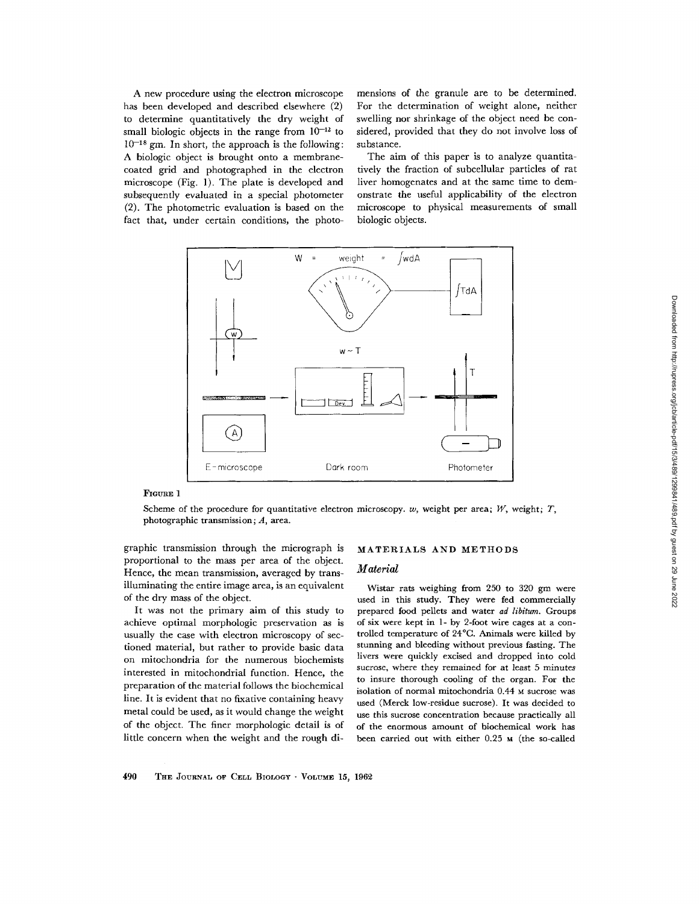A new procedure using the electron microscope has been developed and described elsewhere (2) to determine quantitatively the dry weight of small biologic objects in the range from $10^{-12}$ to $10^{-18}$ gm. In short, the approach is the following: A biologic object is brought onto a membrane-coated grid and photographed in the electron microscope (Fig. 1). The plate is developed and subsequently evaluated in a special photometer (2). The photometric evaluation is based on the fact that, under certain conditions, the photographic transmission through the micrograph is proportional to the mass per area of the object. Hence, the mean transmission, averaged by trans-illuminating the entire image area, is an equivalent of the dry mass of the object.

It was not the primary aim of this study to achieve optimal morphologic preservation as is usually the case with electron microscopy of sectioned material, but rather to provide basic data on mitochondria for the numerous biochemists interested in mitochondrial function. Hence, the preparation of the material follows the biochemical line. It is evident that no fixative containing heavy metal could be used, as it would change the weight of the object. The finer morphologic detail is of little concern when the weight and the rough dimensions of the granule are to be determined. For the determination of weight alone, neither swelling nor shrinkage of the object need be considered, provided that they do not involve loss of substance.

The aim of this paper is to analyze quantitatively the fraction of subcellular particles of rat liver homogenates and at the same time to demonstrate the useful applicability of the electron microscope to physical measurements of small biologic objects.

W = weight = $\int w dA$

$\int T dA$

$w \sim T$

E-microscope — Dark room — Photometer

**Figure 1**

Scheme of the procedure for quantitative electron microscopy. $w$, weight per area; $W$, weight; $T$, photographic transmission; $A$, area.

## MATERIALS AND METHODS

### *Material*

Wistar rats weighing from 250 to 320 gm were used in this study. They were fed commercially prepared food pellets and water *ad libitum*. Groups of six were kept in 1- by 2-foot wire cages at a controlled temperature of 24°C. Animals were killed by stunning and bleeding without previous fasting. The livers were quickly excised and dropped into cold sucrose, where they remained for at least 5 minutes to insure thorough cooling of the organ. For the isolation of normal mitochondria 0.44 M sucrose was used (Merck low-residue sucrose). It was decided to use this sucrose concentration because practically all of the enormous amount of biochemical work has been carried out with either 0.25 M (the so-called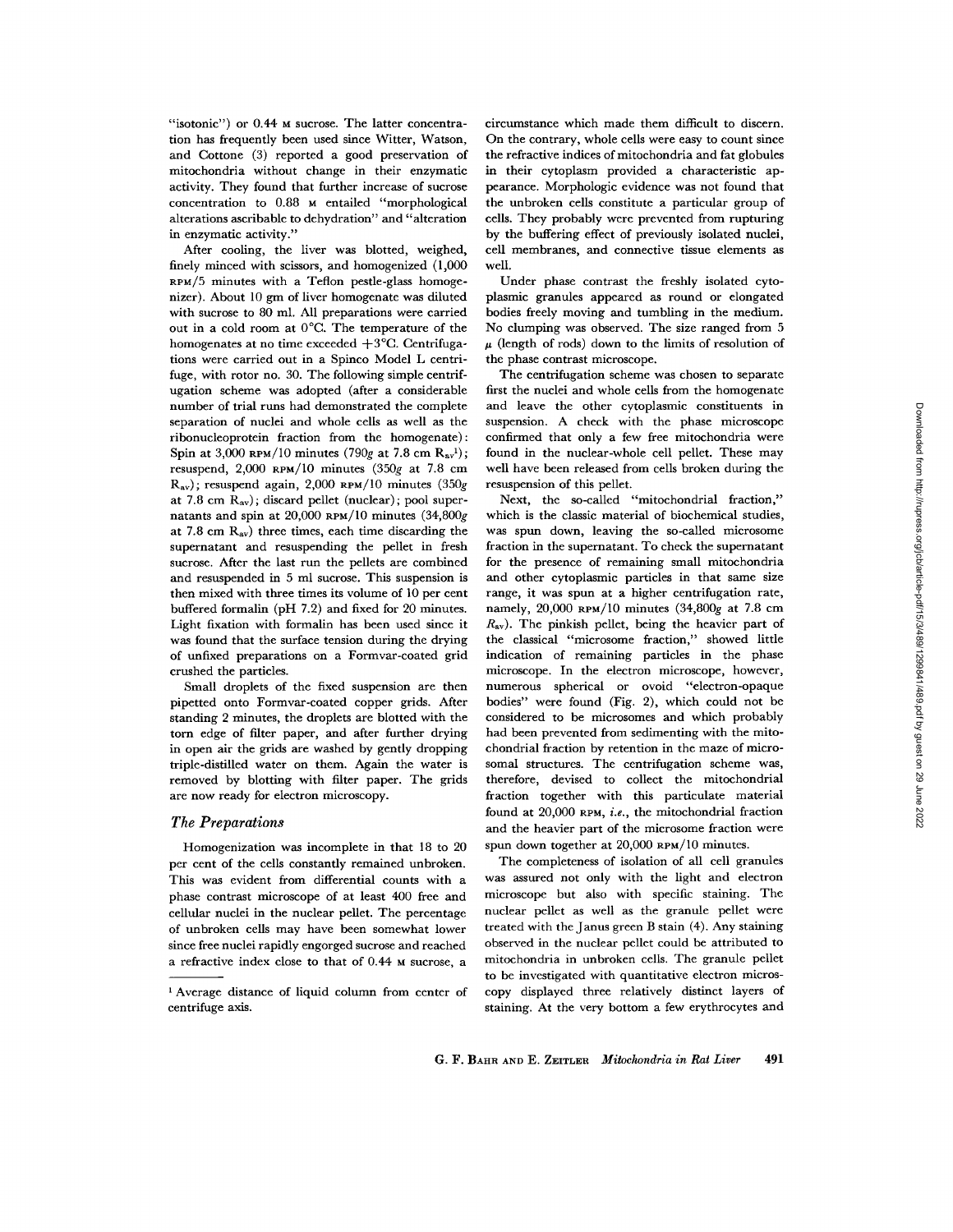"isotonic") or 0.44 M sucrose. The latter concentration has frequently been used since Witter, Watson, and Cottone (3) reported a good preservation of mitochondria without change in their enzymatic activity. They found that further increase of sucrose concentration to 0.88 M entailed "morphological alterations ascribable to dehydration" and "alteration in enzymatic activity."

After cooling, the liver was blotted, weighed, finely minced with scissors, and homogenized (1,000 RPM/5 minutes with a Teflon pestle-glass homogenizer). About 10 gm of liver homogenate was diluted with sucrose to 80 ml. All preparations were carried out in a cold room at 0°C. The temperature of the homogenates at no time exceeded +3°C. Centrifugations were carried out in a Spinco Model L centrifuge, with rotor no. 30. The following simple centrifugation scheme was adopted (after a considerable number of trial runs had demonstrated the complete separation of nuclei and whole cells as well as the ribonucleoprotein fraction from the homogenate): Spin at 3,000 RPM/10 minutes (790*g* at 7.8 cm $R_{av}$[1]); resuspend, 2,000 RPM/10 minutes (350*g* at 7.8 cm $R_{av}$); resuspend again, 2,000 RPM/10 minutes (350*g* at 7.8 cm $R_{av}$); discard pellet (nuclear); pool supernatants and spin at 20,000 RPM/10 minutes (34,800*g* at 7.8 cm $R_{av}$) three times, each time discarding the supernatant and resuspending the pellet in fresh sucrose. After the last run the pellets are combined and resuspended in 5 ml sucrose. This suspension is then mixed with three times its volume of 10 per cent buffered formalin (pH 7.2) and fixed for 20 minutes. Light fixation with formalin has been used since it was found that the surface tension during the drying of unfixed preparations on a Formvar-coated grid crushed the particles.

Small droplets of the fixed suspension are then pipetted onto Formvar-coated copper grids. After standing 2 minutes, the droplets are blotted with the torn edge of filter paper, and after further drying in open air the grids are washed by gently dropping triple-distilled water on them. Again the water is removed by blotting with filter paper. The grids are now ready for electron microscopy.

### *The Preparations*

Homogenization was incomplete in that 18 to 20 per cent of the cells constantly remained unbroken. This was evident from differential counts with a phase contrast microscope of at least 400 free and cellular nuclei in the nuclear pellet. The percentage of unbroken cells may have been somewhat lower since free nuclei rapidly engorged sucrose and reached a refractive index close to that of 0.44 M sucrose, a circumstance which made them difficult to discern. On the contrary, whole cells were easy to count since the refractive indices of mitochondria and fat globules in their cytoplasm provided a characteristic appearance. Morphologic evidence was not found that the unbroken cells constitute a particular group of cells. They probably were prevented from rupturing by the buffering effect of previously isolated nuclei, cell membranes, and connective tissue elements as well.

Under phase contrast the freshly isolated cytoplasmic granules appeared as round or elongated bodies freely moving and tumbling in the medium. No clumping was observed. The size ranged from 5 $\mu$ (length of rods) down to the limits of resolution of the phase contrast microscope.

The centrifugation scheme was chosen to separate first the nuclei and whole cells from the homogenate and leave the other cytoplasmic constituents in suspension. A check with the phase microscope confirmed that only a few free mitochondria were found in the nuclear-whole cell pellet. These may well have been released from cells broken during the resuspension of this pellet.

Next, the so-called "mitochondrial fraction," which is the classic material of biochemical studies, was spun down, leaving the so-called microsome fraction in the supernatant. To check the supernatant for the presence of remaining small mitochondria and other cytoplasmic particles in that same size range, it was spun at a higher centrifugation rate, namely, 20,000 RPM/10 minutes (34,800*g* at 7.8 cm $R_{av}$). The pinkish pellet, being the heavier part of the classical "microsome fraction," showed little indication of remaining particles in the phase microscope. In the electron microscope, however, numerous spherical or ovoid "electron-opaque bodies" were found (Fig. 2), which could not be considered to be microsomes and which probably had been prevented from sedimenting with the mitochondrial fraction by retention in the maze of microsomal structures. The centrifugation scheme was, therefore, devised to collect the mitochondrial fraction together with this particulate material found at 20,000 RPM, *i.e.*, the mitochondrial fraction and the heavier part of the microsome fraction were spun down together at 20,000 RPM/10 minutes.

The completeness of isolation of all cell granules was assured not only with the light and electron microscope but also with specific staining. The nuclear pellet as well as the granule pellet were treated with the Janus green B stain (4). Any staining observed in the nuclear pellet could be attributed to mitochondria in unbroken cells. The granule pellet to be investigated with quantitative electron microscopy displayed three relatively distinct layers of staining. At the very bottom a few erythrocytes and

[1] Average distance of liquid column from center of centrifuge axis.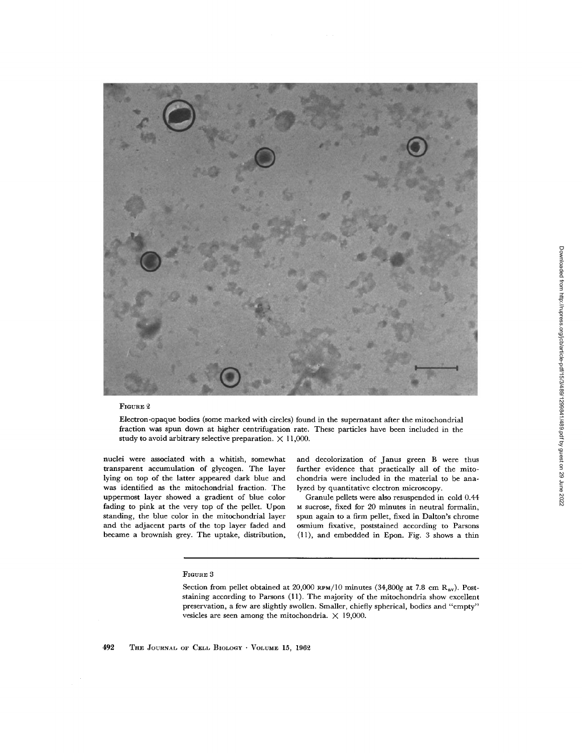FIGURE 2

Electron-opaque bodies (some marked with circles) found in the supernatant after the mitochondrial fraction was spun down at higher centrifugation rate. These particles have been included in the study to avoid arbitrary selective preparation. × 11,000.

nuclei were associated with a whitish, somewhat transparent accumulation of glycogen. The layer lying on top of the latter appeared dark blue and was identified as the mitochondrial fraction. The uppermost layer showed a gradient of blue color fading to pink at the very top of the pellet. Upon standing, the blue color in the mitochondrial layer and the adjacent parts of the top layer faded and became a brownish grey. The uptake, distribution, and decolorization of Janus green B were thus further evidence that practically all of the mitochondria were included in the material to be analyzed by quantitative electron microscopy.

Granule pellets were also resuspended in cold 0.44 M sucrose, fixed for 20 minutes in neutral formalin, spun again to a firm pellet, fixed in Dalton's chrome osmium fixative, poststained according to Parsons (11), and embedded in Epon. Fig. 3 shows a thin

FIGURE 3

Section from pellet obtained at 20,000 RPM/10 minutes (34,800$g$ at 7.8 cm $R_{av}$). Poststaining according to Parsons (11). The majority of the mitochondria show excellent preservation, a few are slightly swollen. Smaller, chiefly spherical, bodies and "empty" vesicles are seen among the mitochondria. × 19,000.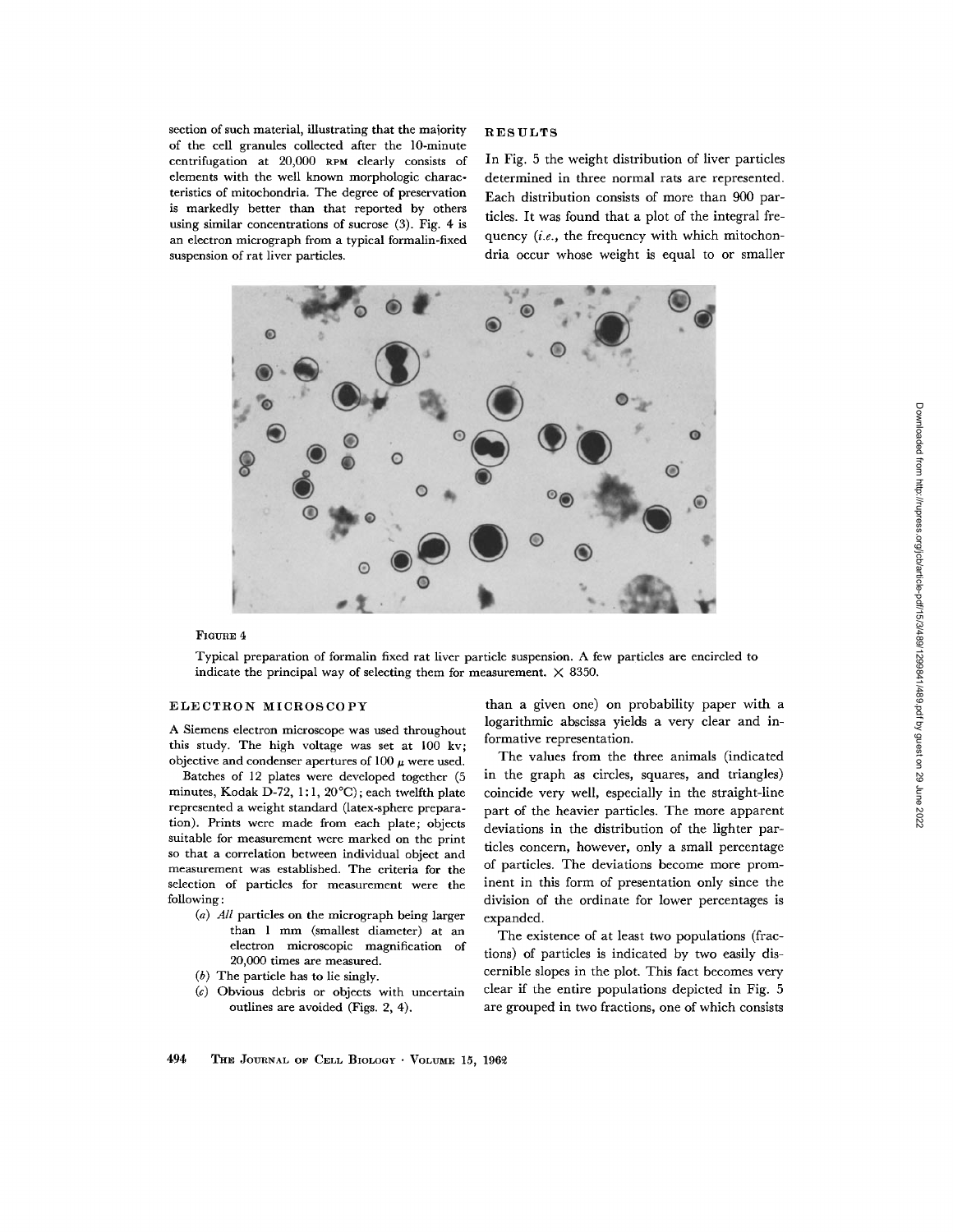section of such material, illustrating that the majority of the cell granules collected after the 10-minute centrifugation at 20,000 RPM clearly consists of elements with the well known morphologic characteristics of mitochondria. The degree of preservation is markedly better than that reported by others using similar concentrations of sucrose (3). Fig. 4 is an electron micrograph from a typical formalin-fixed suspension of rat liver particles.

FIGURE 4

Typical preparation of formalin fixed rat liver particle suspension. A few particles are encircled to indicate the principal way of selecting them for measurement. × 8350.

## ELECTRON MICROSCOPY

A Siemens electron microscope was used throughout this study. The high voltage was set at 100 kv; objective and condenser apertures of 100 $\mu$ were used.

Batches of 12 plates were developed together (5 minutes, Kodak D-72, 1:1, 20°C); each twelfth plate represented a weight standard (latex-sphere preparation). Prints were made from each plate; objects suitable for measurement were marked on the print so that a correlation between individual object and measurement was established. The criteria for the selection of particles for measurement were the following:

(*a*) *All* particles on the micrograph being larger than 1 mm (smallest diameter) at an electron microscopic magnification of 20,000 times are measured.

(*b*) The particle has to lie singly.

(*c*) Obvious debris or objects with uncertain outlines are avoided (Figs. 2, 4).

## RESULTS

In Fig. 5 the weight distribution of liver particles determined in three normal rats are represented. Each distribution consists of more than 900 particles. It was found that a plot of the integral frequency (*i.e.*, the frequency with which mitochondria occur whose weight is equal to or smaller than a given one) on probability paper with a logarithmic abscissa yields a very clear and informative representation.

The values from the three animals (indicated in the graph as circles, squares, and triangles) coincide very well, especially in the straight-line part of the heavier particles. The more apparent deviations in the distribution of the lighter particles concern, however, only a small percentage of particles. The deviations become more prominent in this form of presentation only since the division of the ordinate for lower percentages is expanded.

The existence of at least two populations (fractions) of particles is indicated by two easily discernible slopes in the plot. This fact becomes very clear if the entire populations depicted in Fig. 5 are grouped in two fractions, one of which consists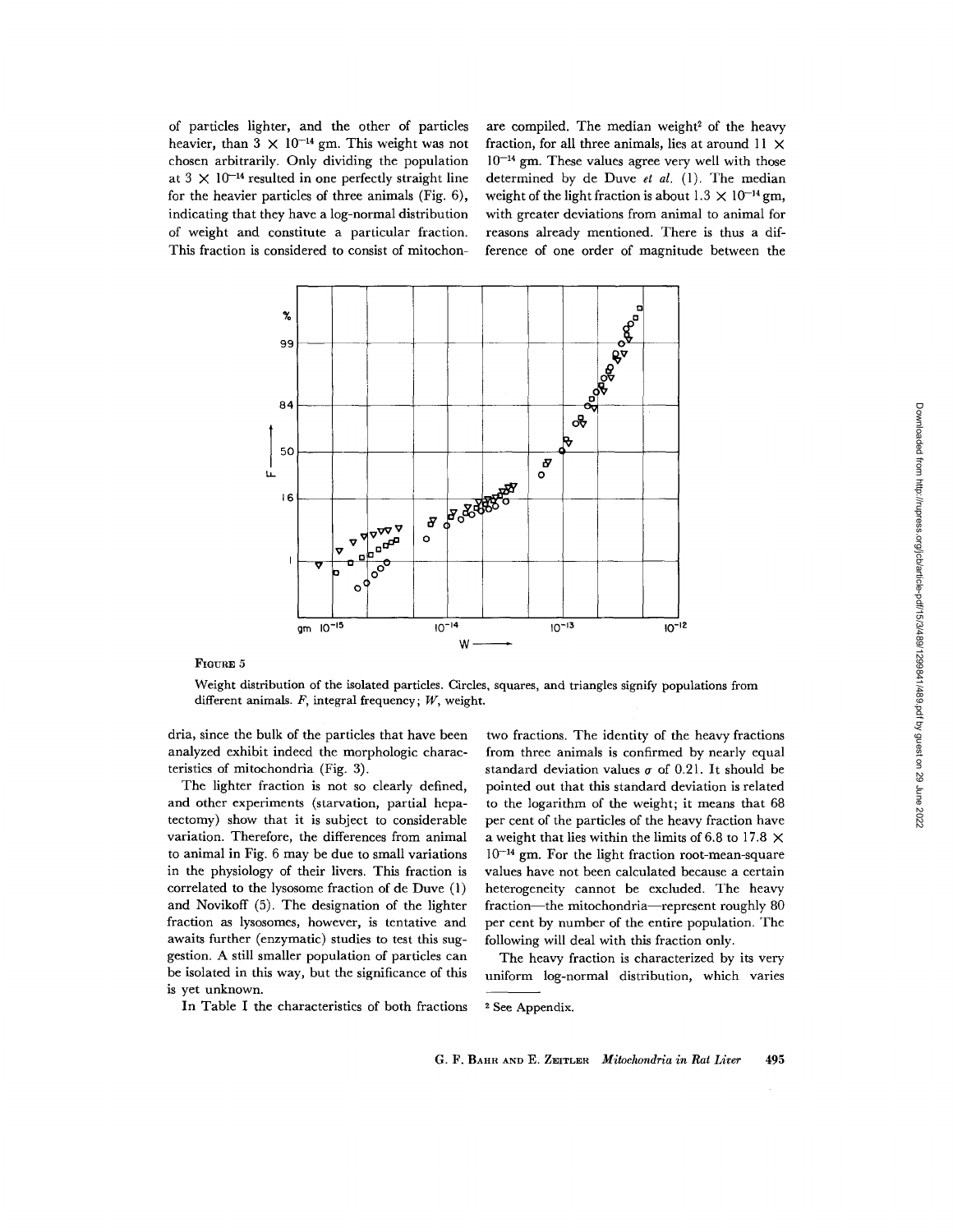of particles lighter, and the other of particles heavier, than $3 \times 10^{-14}$ gm. This weight was not chosen arbitrarily. Only dividing the population at $3 \times 10^{-14}$ resulted in one perfectly straight line for the heavier particles of three animals (Fig. 6), indicating that they have a log-normal distribution of weight and constitute a particular fraction. This fraction is considered to consist of mitochondria, since the bulk of the particles that have been analyzed exhibit indeed the morphologic characteristics of mitochondria (Fig. 3).

The lighter fraction is not so clearly defined, and other experiments (starvation, partial hepatectomy) show that it is subject to considerable variation. Therefore, the differences from animal to animal in Fig. 6 may be due to small variations in the physiology of their livers. This fraction is correlated to the lysosome fraction of de Duve (1) and Novikoff (5). The designation of the lighter fraction as lysosomes, however, is tentative and awaits further (enzymatic) studies to test this suggestion. A still smaller population of particles can be isolated in this way, but the significance of this is yet unknown.

In Table I the characteristics of both fractions are compiled. The median weight[2] of the heavy fraction, for all three animals, lies at around $11 \times 10^{-14}$ gm. These values agree very well with those determined by de Duve *et al.* (1). The median weight of the light fraction is about $1.3 \times 10^{-14}$ gm, with greater deviations from animal to animal for reasons already mentioned. There is thus a difference of one order of magnitude between the two fractions. The identity of the heavy fractions from three animals is confirmed by nearly equal standard deviation values $\sigma$ of 0.21. It should be pointed out that this standard deviation is related to the logarithm of the weight; it means that 68 per cent of the particles of the heavy fraction have a weight that lies within the limits of 6.8 to $17.8 \times 10^{-14}$ gm. For the light fraction root-mean-square values have not been calculated because a certain heterogeneity cannot be excluded. The heavy fraction—the mitochondria—represent roughly 80 per cent by number of the entire population. The following will deal with this fraction only.

The heavy fraction is characterized by its very uniform log-normal distribution, which varies

FIGURE 5

Weight distribution of the isolated particles. Circles, squares, and triangles signify populations from different animals. *F*, integral frequency; *W*, weight.

[2] See Appendix.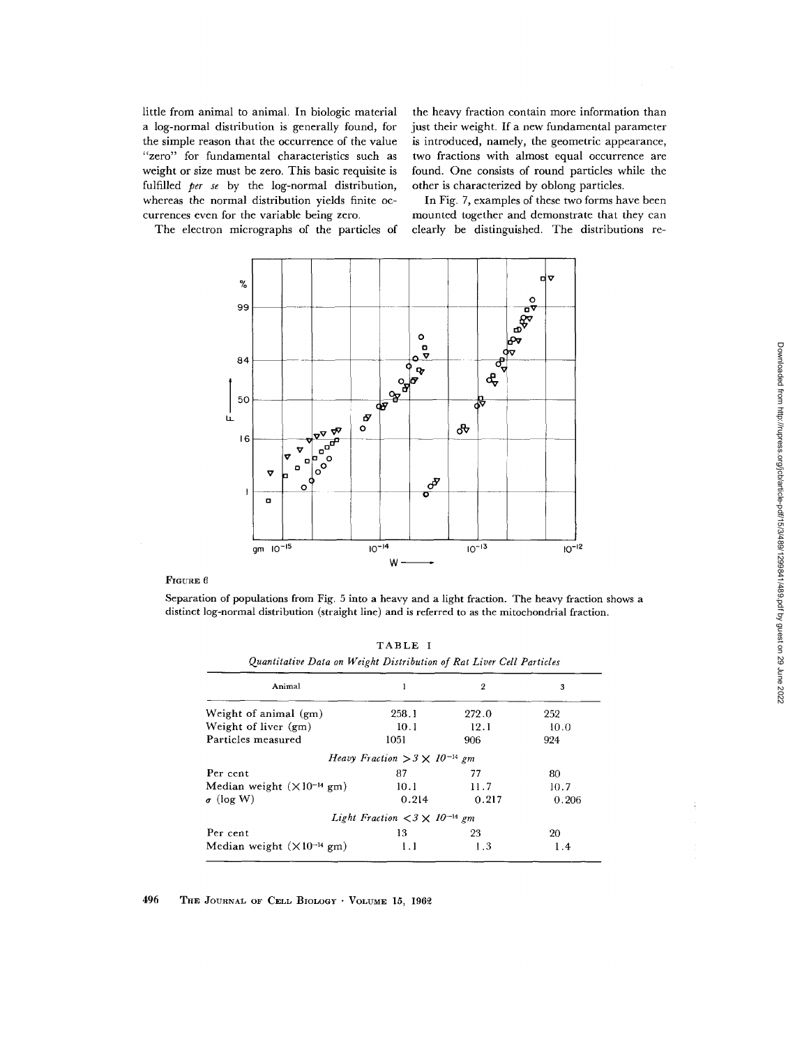little from animal to animal. In biologic material a log-normal distribution is generally found, for the simple reason that the occurrence of the value "zero" for fundamental characteristics such as weight or size must be zero. This basic requisite is fulfilled *per se* by the log-normal distribution, whereas the normal distribution yields finite occurrences even for the variable being zero.

The electron micrographs of the particles of the heavy fraction contain more information than just their weight. If a new fundamental parameter is introduced, namely, the geometric appearance, two fractions with almost equal occurrence are found. One consists of round particles while the other is characterized by oblong particles.

In Fig. 7, examples of these two forms have been mounted together and demonstrate that they can clearly be distinguished. The distributions re-

FIGURE 6

Separation of populations from Fig. 5 into a heavy and a light fraction. The heavy fraction shows a distinct log-normal distribution (straight line) and is referred to as the mitochondrial fraction.

TABLE I

*Quantitative Data on Weight Distribution of Rat Liver Cell Particles*

| Animal | 1 | 2 | 3 |
|---|---|---|---|
| Weight of animal (gm) | 258.1 | 272.0 | 252 |
| Weight of liver (gm) | 10.1 | 12.1 | 10.0 |
| Particles measured | 1051 | 906 | 924 |
| *Heavy Fraction* $> 3 \times 10^{-14}$ *gm* | | | |
| Per cent | 87 | 77 | 80 |
| Median weight ($\times 10^{-14}$ gm) | 10.1 | 11.7 | 10.7 |
| $\sigma$ (log W) | 0.214 | 0.217 | 0.206 |
| *Light Fraction* $< 3 \times 10^{-14}$ *gm* | | | |
| Per cent | 13 | 23 | 20 |
| Median weight ($\times 10^{-14}$ gm) | 1.1 | 1.3 | 1.4 |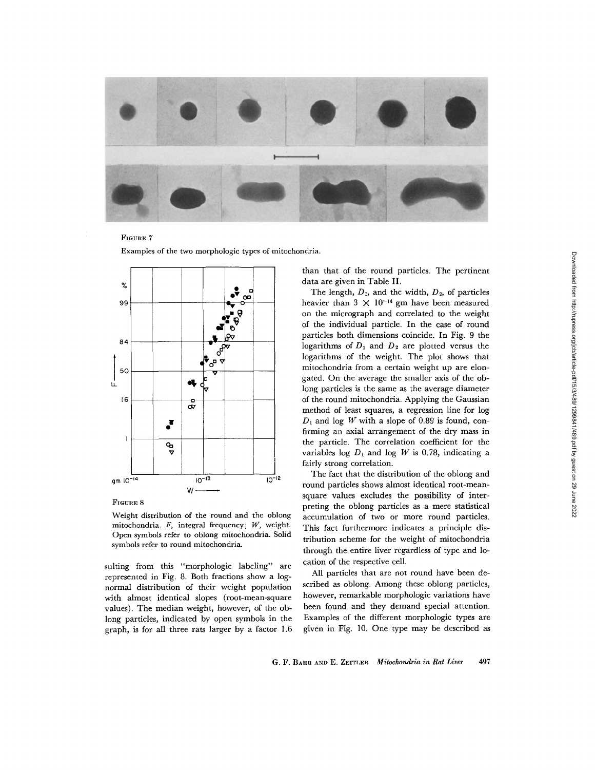FIGURE 7

Examples of the two morphologic types of mitochondria.

FIGURE 8

Weight distribution of the round and the oblong mitochondria. $F$, integral frequency; $W$, weight. Open symbols refer to oblong mitochondria. Solid symbols refer to round mitochondria.

sulting from this "morphologic labeling" are represented in Fig. 8. Both fractions show a log-normal distribution of their weight population with almost identical slopes (root-mean-square values). The median weight, however, of the oblong particles, indicated by open symbols in the graph, is for all three rats larger by a factor 1.6 than that of the round particles. The pertinent data are given in Table II.

The length, $D_1$, and the width, $D_2$, of particles heavier than $3 \times 10^{-14}$ gm have been measured on the micrograph and correlated to the weight of the individual particle. In the case of round particles both dimensions coincide. In Fig. 9 the logarithms of $D_1$ and $D_2$ are plotted versus the logarithms of the weight. The plot shows that mitochondria from a certain weight up are elongated. On the average the smaller axis of the oblong particles is the same as the average diameter of the round mitochondria. Applying the Gaussian method of least squares, a regression line for log $D_1$ and log $W$ with a slope of 0.89 is found, confirming an axial arrangement of the dry mass in the particle. The correlation coefficient for the variables log $D_1$ and log $W$ is 0.78, indicating a fairly strong correlation.

The fact that the distribution of the oblong and round particles shows almost identical root-mean-square values excludes the possibility of interpreting the oblong particles as a mere statistical accumulation of two or more round particles. This fact furthermore indicates a principle distribution scheme for the weight of mitochondria through the entire liver regardless of type and location of the respective cell.

All particles that are not round have been described as oblong. Among these oblong particles, however, remarkable morphologic variations have been found and they demand special attention. Examples of the different morphologic types are given in Fig. 10. One type may be described as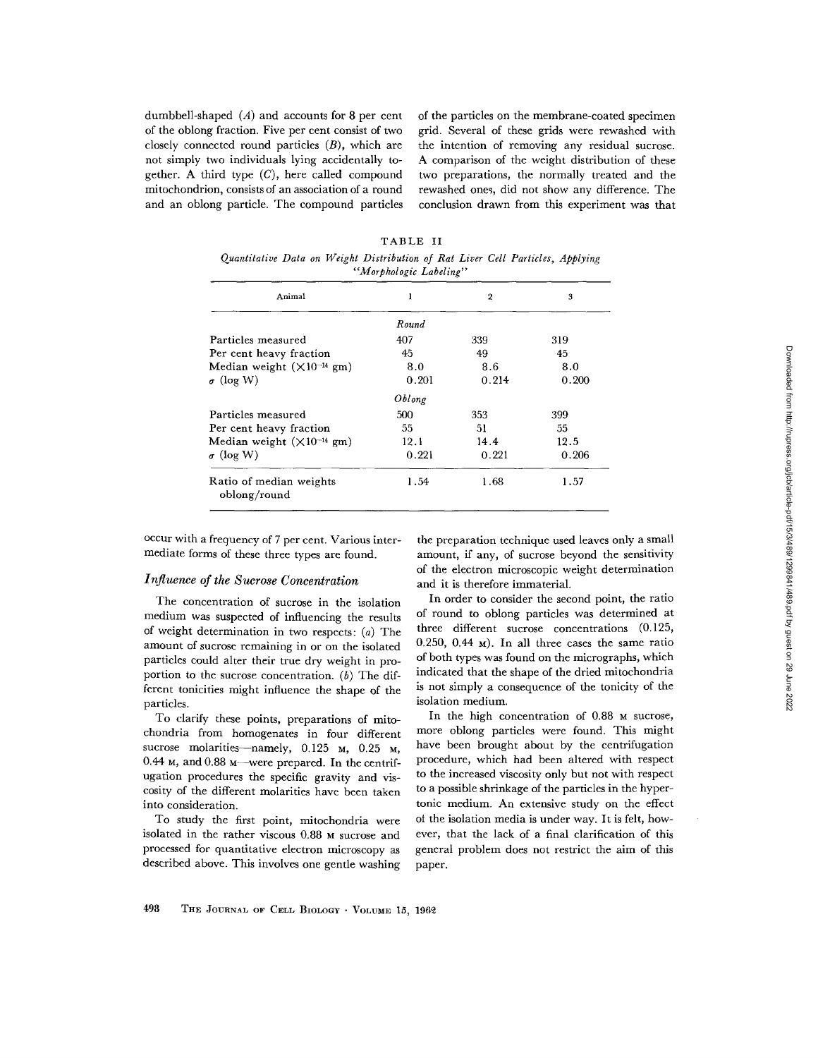dumbbell-shaped (*A*) and accounts for 8 per cent of the oblong fraction. Five per cent consist of two closely connected round particles (*B*), which are not simply two individuals lying accidentally together. A third type (*C*), here called compound mitochondrion, consists of an association of a round and an oblong particle. The compound particles occur with a frequency of 7 per cent. Various intermediate forms of these three types are found.

TABLE II

*Quantitative Data on Weight Distribution of Rat Liver Cell Particles, Applying "Morphologic Labeling"*

| Animal | 1 | 2 | 3 |
|---|---|---|---|
| | *Round* | | |
| Particles measured | 407 | 339 | 319 |
| Per cent heavy fraction | 45 | 49 | 45 |
| Median weight ($\times 10^{-14}$ gm) | 8.0 | 8.6 | 8.0 |
| $\sigma$ (log W) | 0.201 | 0.214 | 0.200 |
| | *Oblong* | | |
| Particles measured | 500 | 353 | 399 |
| Per cent heavy fraction | 55 | 51 | 55 |
| Median weight ($\times 10^{-14}$ gm) | 12.1 | 14.4 | 12.5 |
| $\sigma$ (log W) | 0.221 | 0.221 | 0.206 |
| Ratio of median weights oblong/round | 1.54 | 1.68 | 1.57 |

### *Influence of the Sucrose Concentration*

The concentration of sucrose in the isolation medium was suspected of influencing the results of weight determination in two respects: (*a*) The amount of sucrose remaining in or on the isolated particles could alter their true dry weight in proportion to the sucrose concentration. (*b*) The different tonicities might influence the shape of the particles.

To clarify these points, preparations of mitochondria from homogenates in four different sucrose molarities—namely, 0.125 M, 0.25 M, 0.44 M, and 0.88 M—were prepared. In the centrifugation procedures the specific gravity and viscosity of the different molarities have been taken into consideration.

To study the first point, mitochondria were isolated in the rather viscous 0.88 M sucrose and processed for quantitative electron microscopy as described above. This involves one gentle washing of the particles on the membrane-coated specimen grid. Several of these grids were rewashed with the intention of removing any residual sucrose. A comparison of the weight distribution of these two preparations, the normally treated and the rewashed ones, did not show any difference. The conclusion drawn from this experiment was that the preparation technique used leaves only a small amount, if any, of sucrose beyond the sensitivity of the electron microscopic weight determination and it is therefore immaterial.

In order to consider the second point, the ratio of round to oblong particles was determined at three different sucrose concentrations (0.125, 0.250, 0.44 M). In all three cases the same ratio of both types was found on the micrographs, which indicated that the shape of the dried mitochondria is not simply a consequence of the tonicity of the isolation medium.

In the high concentration of 0.88 M sucrose, more oblong particles were found. This might have been brought about by the centrifugation procedure, which had been altered with respect to the increased viscosity only but not with respect to a possible shrinkage of the particles in the hypertonic medium. An extensive study on the effect of the isolation media is under way. It is felt, however, that the lack of a final clarification of this general problem does not restrict the aim of this paper.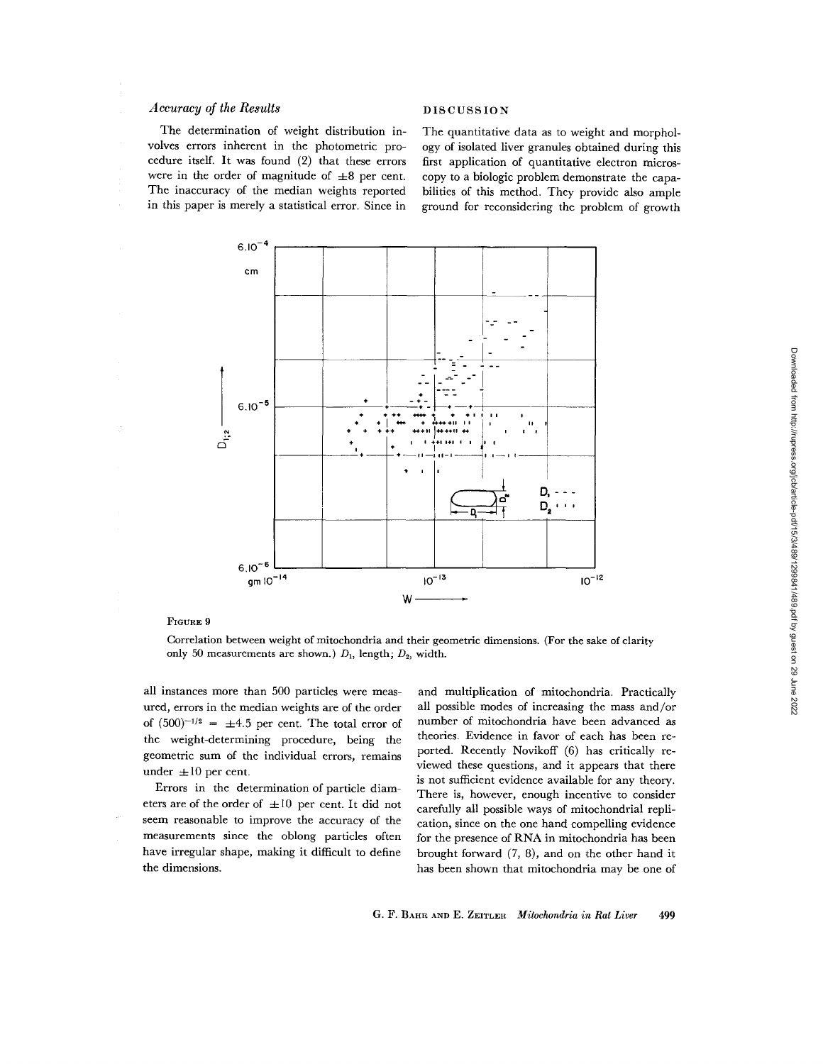### *Accuracy of the Results*

The determination of weight distribution involves errors inherent in the photometric procedure itself. It was found (2) that these errors were in the order of magnitude of $\pm 8$ per cent. The inaccuracy of the median weights reported in this paper is merely a statistical error. Since in all instances more than 500 particles were measured, errors in the median weights are of the order of $(500)^{-1/2} = \pm 4.5$ per cent. The total error of the weight-determining procedure, being the geometric sum of the individual errors, remains under $\pm 10$ per cent.

Errors in the determination of particle diameters are of the order of $\pm 10$ per cent. It did not seem reasonable to improve the accuracy of the measurements since the oblong particles often have irregular shape, making it difficult to define the dimensions.

FIGURE 9

Correlation between weight of mitochondria and their geometric dimensions. (For the sake of clarity only 50 measurements are shown.) $D_1$, length; $D_2$, width.

## DISCUSSION

The quantitative data as to weight and morphology of isolated liver granules obtained during this first application of quantitative electron microscopy to a biologic problem demonstrate the capabilities of this method. They provide also ample ground for reconsidering the problem of growth and multiplication of mitochondria. Practically all possible modes of increasing the mass and/or number of mitochondria have been advanced as theories. Evidence in favor of each has been reported. Recently Novikoff (6) has critically reviewed these questions, and it appears that there is not sufficient evidence available for any theory. There is, however, enough incentive to consider carefully all possible ways of mitochondrial replication, since on the one hand compelling evidence for the presence of RNA in mitochondria has been brought forward (7, 8), and on the other hand it has been shown that mitochondria may be one of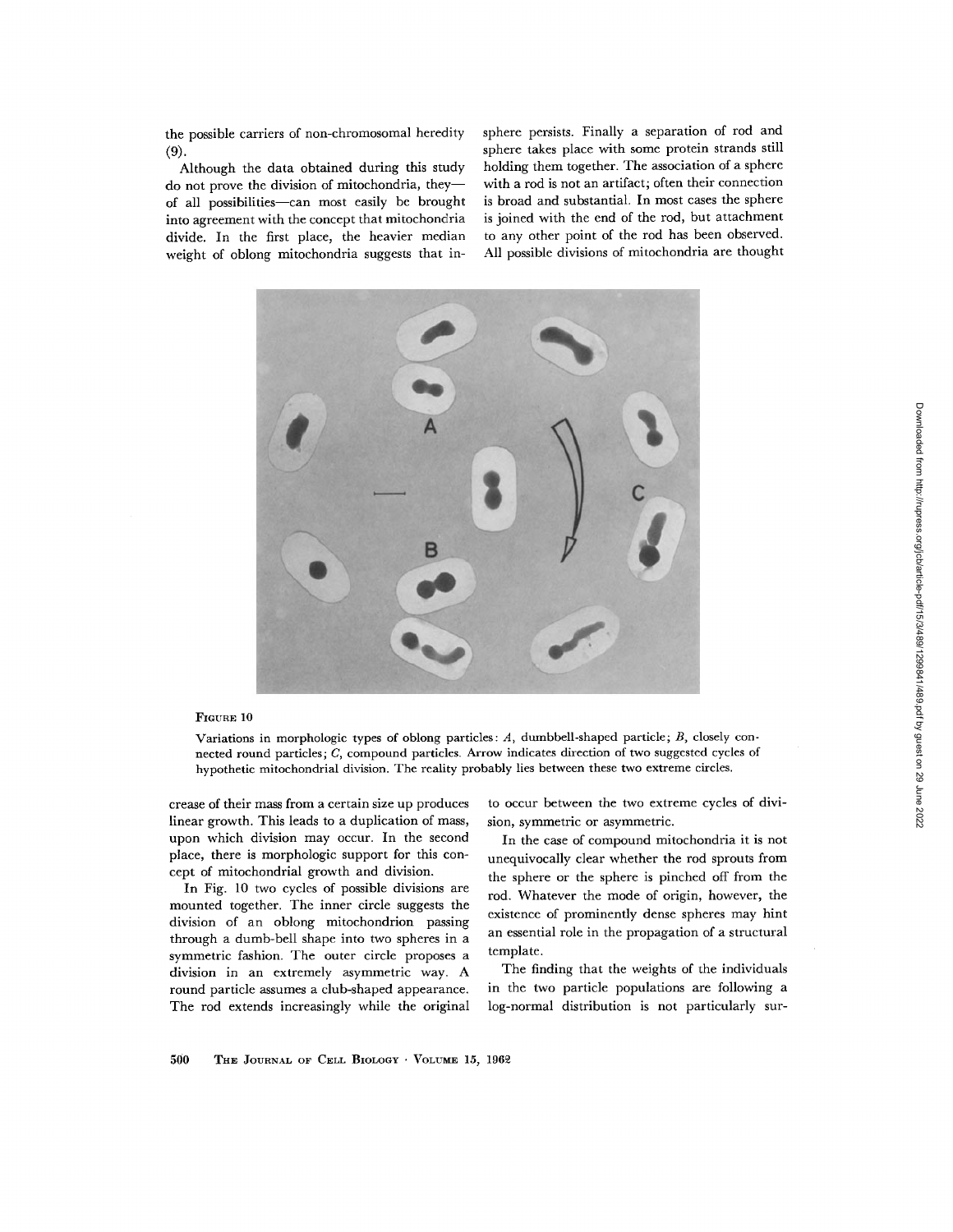the possible carriers of non-chromosomal heredity (9).

Although the data obtained during this study do not prove the division of mitochondria, they—of all possibilities—can most easily be brought into agreement with the concept that mitochondria divide. In the first place, the heavier median weight of oblong mitochondria suggests that increase of their mass from a certain size up produces linear growth. This leads to a duplication of mass, upon which division may occur. In the second place, there is morphologic support for this concept of mitochondrial growth and division.

In Fig. 10 two cycles of possible divisions are mounted together. The inner circle suggests the division of an oblong mitochondrion passing through a dumb-bell shape into two spheres in a symmetric fashion. The outer circle proposes a division in an extremely asymmetric way. A round particle assumes a club-shaped appearance. The rod extends increasingly while the original sphere persists. Finally a separation of rod and sphere takes place with some protein strands still holding them together. The association of a sphere with a rod is not an artifact; often their connection is broad and substantial. In most cases the sphere is joined with the end of the rod, but attachment to any other point of the rod has been observed. All possible divisions of mitochondria are thought to occur between the two extreme cycles of division, symmetric or asymmetric.

FIGURE 10

Variations in morphologic types of oblong particles: *A*, dumbbell-shaped particle; *B*, closely connected round particles; *C*, compound particles. Arrow indicates direction of two suggested cycles of hypothetic mitochondrial division. The reality probably lies between these two extreme circles.

In the case of compound mitochondria it is not unequivocally clear whether the rod sprouts from the sphere or the sphere is pinched off from the rod. Whatever the mode of origin, however, the existence of prominently dense spheres may hint an essential role in the propagation of a structural template.

The finding that the weights of the individuals in the two particle populations are following a log-normal distribution is not particularly sur-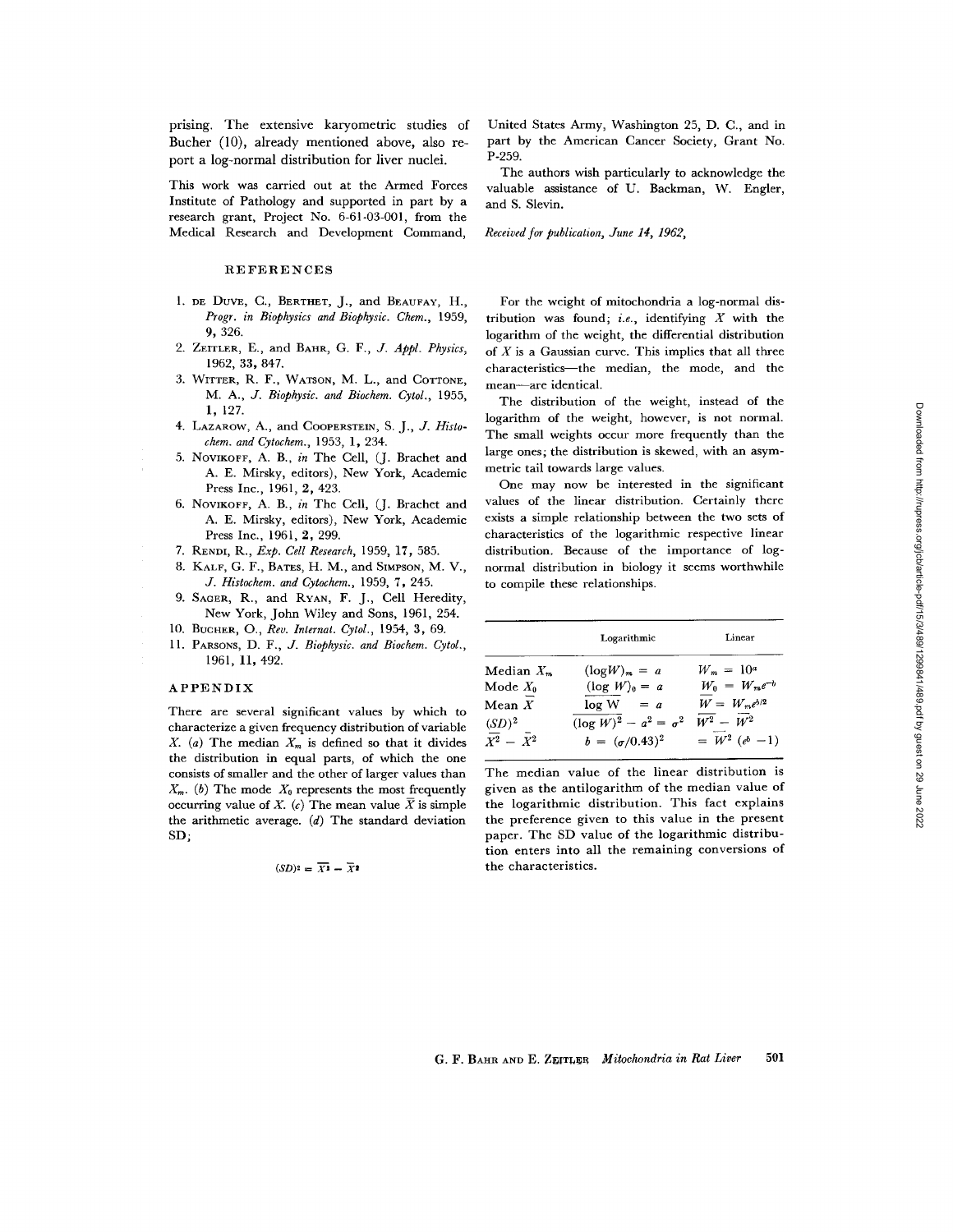prising. The extensive karyometric studies of Bucher (10), already mentioned above, also report a log-normal distribution for liver nuclei.

This work was carried out at the Armed Forces Institute of Pathology and supported in part by a research grant, Project No. 6-61-03-001, from the Medical Research and Development Command, United States Army, Washington 25, D. C., and in part by the American Cancer Society, Grant No. P-259.

The authors wish particularly to acknowledge the valuable assistance of U. Backman, W. Engler, and S. Slevin.

*Received for publication, June 14, 1962,*

## REFERENCES

1. DE DUVE, C., BERTHET, J., and BEAUFAY, H., *Progr. in Biophysics and Biophysic. Chem.*, 1959, **9,** 326.
2. ZEITLER, E., and BAHR, G. F., *J. Appl. Physics*, 1962, **33,** 847.
3. WITTER, R. F., WATSON, M. L., and COTTONE, M. A., *J. Biophysic. and Biochem. Cytol.*, 1955, **1,** 127.
4. LAZAROW, A., and COOPERSTEIN, S. J., *J. Histochem. and Cytochem.*, 1953, **1,** 234.
5. NOVIKOFF, A. B., *in* The Cell, (J. Brachet and A. E. Mirsky, editors), New York, Academic Press Inc., 1961, **2,** 423.
6. NOVIKOFF, A. B., *in* The Cell, (J. Brachet and A. E. Mirsky, editors), New York, Academic Press Inc., 1961, **2,** 299.
7. RENDI, R., *Exp. Cell Research*, 1959, **17,** 585.
8. KALF, G. F., BATES, H. M., and SIMPSON, M. V., *J. Histochem. and Cytochem.*, 1959, **7,** 245.
9. SAGER, R., and RYAN, F. J., Cell Heredity, New York, John Wiley and Sons, 1961, 254.
10. BUCHER, O., *Rev. Internat. Cytol.*, 1954, **3,** 69.
11. PARSONS, D. F., *J. Biophysic. and Biochem. Cytol.*, 1961, **11,** 492.

## APPENDIX

There are several significant values by which to characterize a given frequency distribution of variable $X$. (*a*) The median $X_m$ is defined so that it divides the distribution in equal parts, of which the one consists of smaller and the other of larger values than $X_m$. (*b*) The mode $X_0$ represents the most frequently occurring value of $X$. (*c*) The mean value $\bar{X}$ is simple the arithmetic average. (*d*) The standard deviation SD;

$$(SD)^2 = \overline{X^2} - \bar{X}^2$$

For the weight of mitochondria a log-normal distribution was found; *i.e.*, identifying $X$ with the logarithm of the weight, the differential distribution of $X$ is a Gaussian curve. This implies that all three characteristics—the median, the mode, and the mean—are identical.

The distribution of the weight, instead of the logarithm of the weight, however, is not normal. The small weights occur more frequently than the large ones; the distribution is skewed, with an asymmetric tail towards large values.

One may now be interested in the significant values of the linear distribution. Certainly there exists a simple relationship between the two sets of characteristics of the logarithmic respective linear distribution. Because of the importance of log-normal distribution in biology it seems worthwhile to compile these relationships.

| | Logarithmic | Linear |
|---|---|---|
| Median $X_m$ | $(\log W)_m = a$ | $W_m = 10^a$ |
| Mode $X_0$ | $(\log W)_0 = a$ | $W_0 = W_m e^{-b}$ |
| Mean $\bar{X}$ | $\overline{\log W} = a$ | $\bar{W} = W_m e^{b/2}$ |
| $(SD)^2$ | $\overline{(\log W)^2} - a^2 = \sigma^2$ | $\overline{W^2} - \bar{W}^2$ |
| $\overline{X^2} - \bar{X}^2$ | $b = (\sigma/0.43)^2$ | $= \bar{W}^2 (e^b - 1)$ |

The median value of the linear distribution is given as the antilogarithm of the median value of the logarithmic distribution. This fact explains the preference given to this value in the present paper. The SD value of the logarithmic distribution enters into all the remaining conversions of the characteristics.